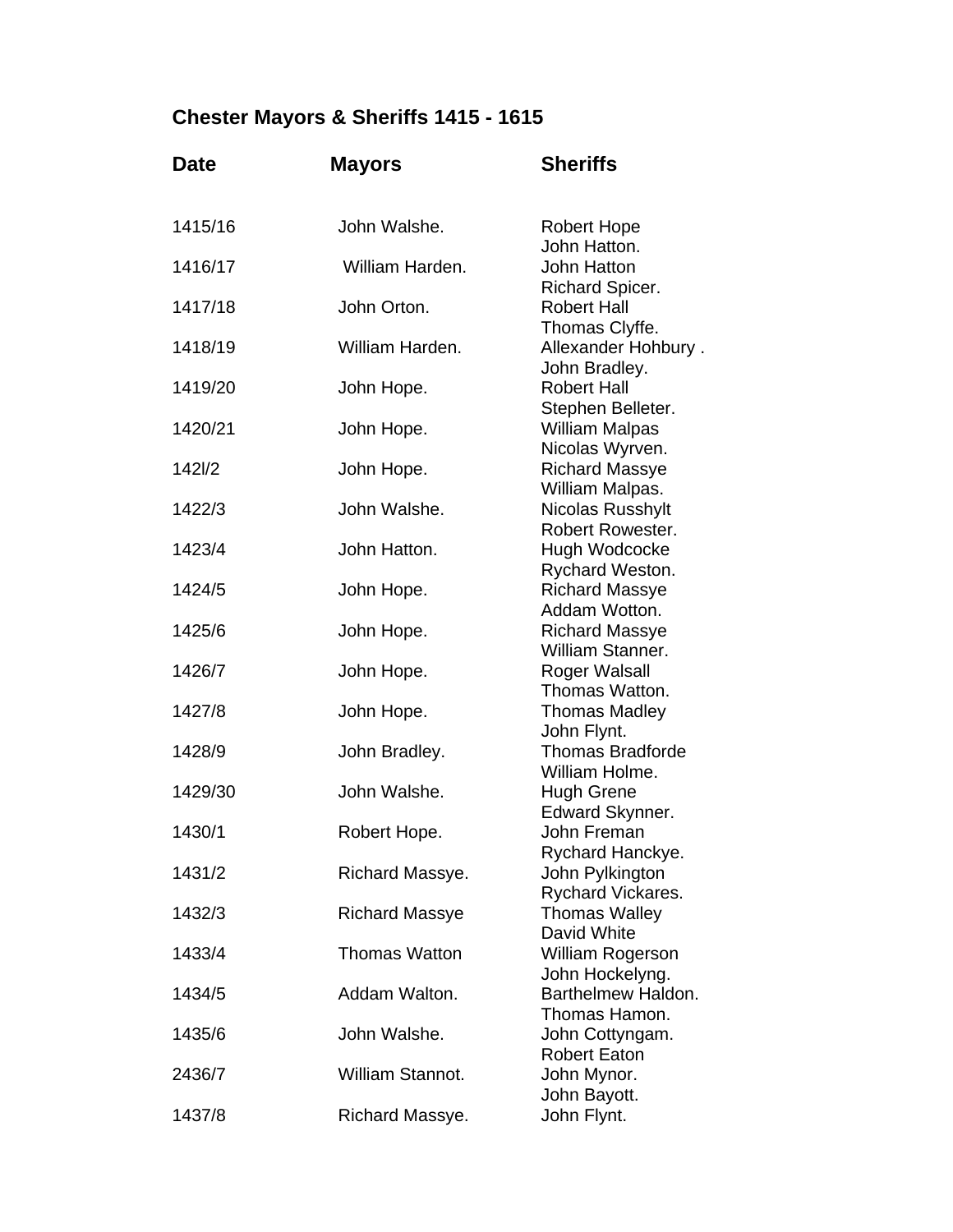## Chester Mayors & Sheriffs 1415 - 1615

| Date | Mayors | Sheriffs |
|---|---|---|
| 1415/16 | John Walshe. | Robert Hope<br>John Hatton. |
| 1416/17 | William Harden. | John Hatton<br>Richard Spicer. |
| 1417/18 | John Orton. | Robert Hall<br>Thomas Clyffe. |
| 1418/19 | William Harden. | Allexander Hohbury .<br>John Bradley. |
| 1419/20 | John Hope. | Robert Hall<br>Stephen Belleter. |
| 1420/21 | John Hope. | William Malpas<br>Nicolas Wyrven. |
| 142l/2 | John Hope. | Richard Massye<br>William Malpas. |
| 1422/3 | John Walshe. | Nicolas Russhylt<br>Robert Rowester. |
| 1423/4 | John Hatton. | Hugh Wodcocke<br>Rychard Weston. |
| 1424/5 | John Hope. | Richard Massye<br>Addam Wotton. |
| 1425/6 | John Hope. | Richard Massye<br>William Stanner. |
| 1426/7 | John Hope. | Roger Walsall<br>Thomas Watton. |
| 1427/8 | John Hope. | Thomas Madley<br>John Flynt. |
| 1428/9 | John Bradley. | Thomas Bradforde<br>William Holme. |
| 1429/30 | John Walshe. | Hugh Grene<br>Edward Skynner. |
| 1430/1 | Robert Hope. | John Freman<br>Rychard Hanckye. |
| 1431/2 | Richard Massye. | John Pylkington<br>Rychard Vickares. |
| 1432/3 | Richard Massye | Thomas Walley<br>David White |
| 1433/4 | Thomas Watton | William Rogerson<br>John Hockelyng. |
| 1434/5 | Addam Walton. | Barthelmew Haldon.<br>Thomas Hamon. |
| 1435/6 | John Walshe. | John Cottyngam.<br>Robert Eaton |
| 2436/7 | William Stannot. | John Mynor.<br>John Bayott. |
| 1437/8 | Richard Massye. | John Flynt. |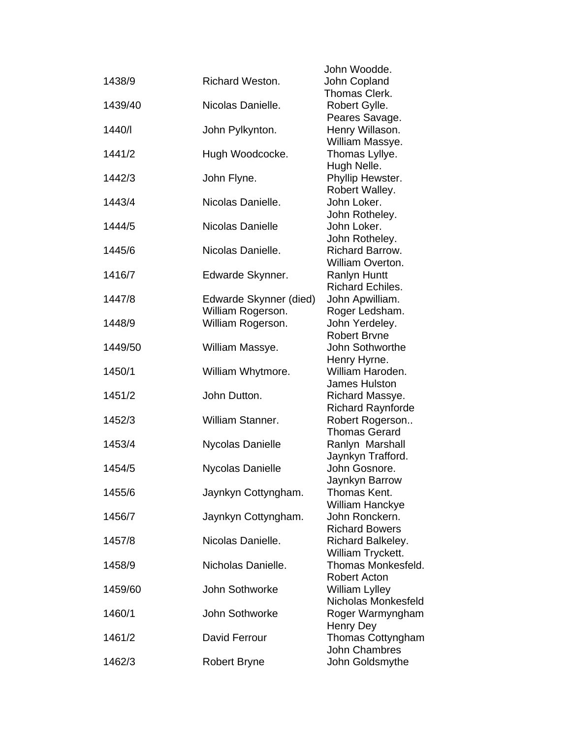| | | |
|---|---|---|
| | | John Woodde. |
| 1438/9 | Richard Weston. | John Copland |
| | | Thomas Clerk. |
| 1439/40 | Nicolas Danielle. | Robert Gylle. |
| | | Peares Savage. |
| 1440/l | John Pylkynton. | Henry Willason. |
| | | William Massye. |
| 1441/2 | Hugh Woodcocke. | Thomas Lyllye. |
| | | Hugh Nelle. |
| 1442/3 | John Flyne. | Phyllip Hewster. |
| | | Robert Walley. |
| 1443/4 | Nicolas Danielle. | John Loker. |
| | | John Rotheley. |
| 1444/5 | Nicolas Danielle | John Loker. |
| | | John Rotheley. |
| 1445/6 | Nicolas Danielle. | Richard Barrow. |
| | | William Overton. |
| 1416/7 | Edwarde Skynner. | Ranlyn Huntt |
| | | Richard Echiles. |
| 1447/8 | Edwarde Skynner (died) | John Apwilliam. |
| | William Rogerson. | Roger Ledsham. |
| 1448/9 | William Rogerson. | John Yerdeley. |
| | | Robert Brvne |
| 1449/50 | William Massye. | John Sothworthe |
| | | Henry Hyrne. |
| 1450/1 | William Whytmore. | William Haroden. |
| | | James Hulston |
| 1451/2 | John Dutton. | Richard Massye. |
| | | Richard Raynforde |
| 1452/3 | William Stanner. | Robert Rogerson.. |
| | | Thomas Gerard |
| 1453/4 | Nycolas Danielle | Ranlyn Marshall |
| | | Jaynkyn Trafford. |
| 1454/5 | Nycolas Danielle | John Gosnore. |
| | | Jaynkyn Barrow |
| 1455/6 | Jaynkyn Cottyngham. | Thomas Kent. |
| | | William Hanckye |
| 1456/7 | Jaynkyn Cottyngham. | John Ronckern. |
| | | Richard Bowers |
| 1457/8 | Nicolas Danielle. | Richard Balkeley. |
| | | William Tryckett. |
| 1458/9 | Nicholas Danielle. | Thomas Monkesfeld. |
| | | Robert Acton |
| 1459/60 | John Sothworke | William Lylley |
| | | Nicholas Monkesfeld |
| 1460/1 | John Sothworke | Roger Warmyngham |
| | | Henry Dey |
| 1461/2 | David Ferrour | Thomas Cottyngham |
| | | John Chambres |
| 1462/3 | Robert Bryne | John Goldsmythe |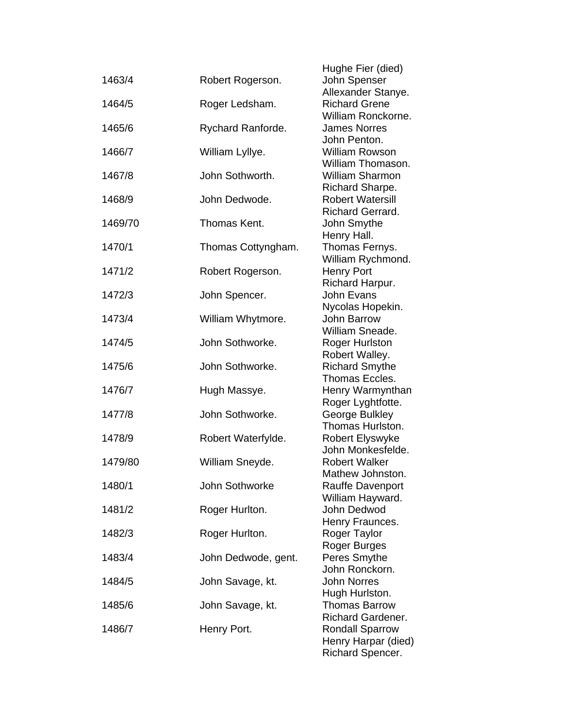| | | |
|---|---|---|
| | | Hughe Fier (died) |
| 1463/4 | Robert Rogerson. | John Spenser |
| | | Allexander Stanye. |
| 1464/5 | Roger Ledsham. | Richard Grene |
| | | William Ronckorne. |
| 1465/6 | Rychard Ranforde. | James Norres |
| | | John Penton. |
| 1466/7 | William Lyllye. | William Rowson |
| | | William Thomason. |
| 1467/8 | John Sothworth. | William Sharmon |
| | | Richard Sharpe. |
| 1468/9 | John Dedwode. | Robert Watersill |
| | | Richard Gerrard. |
| 1469/70 | Thomas Kent. | John Smythe |
| | | Henry Hall. |
| 1470/1 | Thomas Cottyngham. | Thomas Fernys. |
| | | William Rychmond. |
| 1471/2 | Robert Rogerson. | Henry Port |
| | | Richard Harpur. |
| 1472/3 | John Spencer. | John Evans |
| | | Nycolas Hopekin. |
| 1473/4 | William Whytmore. | John Barrow |
| | | William Sneade. |
| 1474/5 | John Sothworke. | Roger Hurlston |
| | | Robert Walley. |
| 1475/6 | John Sothworke. | Richard Smythe |
| | | Thomas Eccles. |
| 1476/7 | Hugh Massye. | Henry Warmynthan |
| | | Roger Lyghtfotte. |
| 1477/8 | John Sothworke. | George Bulkley |
| | | Thomas Hurlston. |
| 1478/9 | Robert Waterfylde. | Robert Elyswyke |
| | | John Monkesfelde. |
| 1479/80 | William Sneyde. | Robert Walker |
| | | Mathew Johnston. |
| 1480/1 | John Sothworke | Rauffe Davenport |
| | | William Hayward. |
| 1481/2 | Roger Hurlton. | John Dedwod |
| | | Henry Fraunces. |
| 1482/3 | Roger Hurlton. | Roger Taylor |
| | | Roger Burges |
| 1483/4 | John Dedwode, gent. | Peres Smythe |
| | | John Ronckorn. |
| 1484/5 | John Savage, kt. | John Norres |
| | | Hugh Hurlston. |
| 1485/6 | John Savage, kt. | Thomas Barrow |
| | | Richard Gardener. |
| 1486/7 | Henry Port. | Rondall Sparrow |
| | | Henry Harpar (died) |
| | | Richard Spencer. |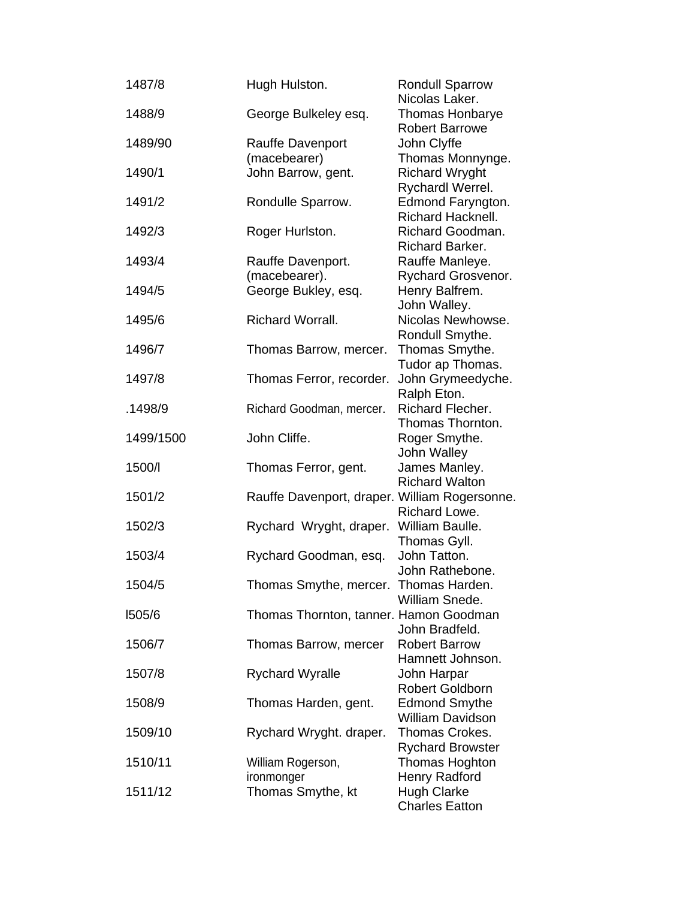| | | |
|---|---|---|
| 1487/8 | Hugh Hulston. | Rondull Sparrow<br>Nicolas Laker. |
| 1488/9 | George Bulkeley esq. | Thomas Honbarye<br>Robert Barrowe |
| 1489/90 | Rauffe Davenport (macebearer) | John Clyffe<br>Thomas Monnynge. |
| 1490/1 | John Barrow, gent. | Richard Wryght<br>Rychardl Werrel. |
| 1491/2 | Rondulle Sparrow. | Edmond Faryngton.<br>Richard Hacknell. |
| 1492/3 | Roger Hurlston. | Richard Goodman.<br>Richard Barker. |
| 1493/4 | Rauffe Davenport. (macebearer). | Rauffe Manleye.<br>Rychard Grosvenor. |
| 1494/5 | George Bukley, esq. | Henry Balfrem.<br>John Walley. |
| 1495/6 | Richard Worrall. | Nicolas Newhowse.<br>Rondull Smythe. |
| 1496/7 | Thomas Barrow, mercer. | Thomas Smythe.<br>Tudor ap Thomas. |
| 1497/8 | Thomas Ferror, recorder. | John Grymeedyche.<br>Ralph Eton. |
| .1498/9 | Richard Goodman, mercer. | Richard Flecher.<br>Thomas Thornton. |
| 1499/1500 | John Cliffe. | Roger Smythe.<br>John Walley |
| 1500/l | Thomas Ferror, gent. | James Manley.<br>Richard Walton |
| 1501/2 | Rauffe Davenport, draper. | William Rogersonne.<br>Richard Lowe. |
| 1502/3 | Rychard Wryght, draper. | William Baulle.<br>Thomas Gyll. |
| 1503/4 | Rychard Goodman, esq. | John Tatton.<br>John Rathebone. |
| 1504/5 | Thomas Smythe, mercer. | Thomas Harden.<br>William Snede. |
| l505/6 | Thomas Thornton, tanner. | Hamon Goodman<br>John Bradfeld. |
| 1506/7 | Thomas Barrow, mercer | Robert Barrow<br>Hamnett Johnson. |
| 1507/8 | Rychard Wyralle | John Harpar<br>Robert Goldborn |
| 1508/9 | Thomas Harden, gent. | Edmond Smythe<br>William Davidson |
| 1509/10 | Rychard Wryght. draper. | Thomas Crokes.<br>Rychard Browster |
| 1510/11 | William Rogerson, ironmonger | Thomas Hoghton<br>Henry Radford |
| 1511/12 | Thomas Smythe, kt | Hugh Clarke<br>Charles Eatton |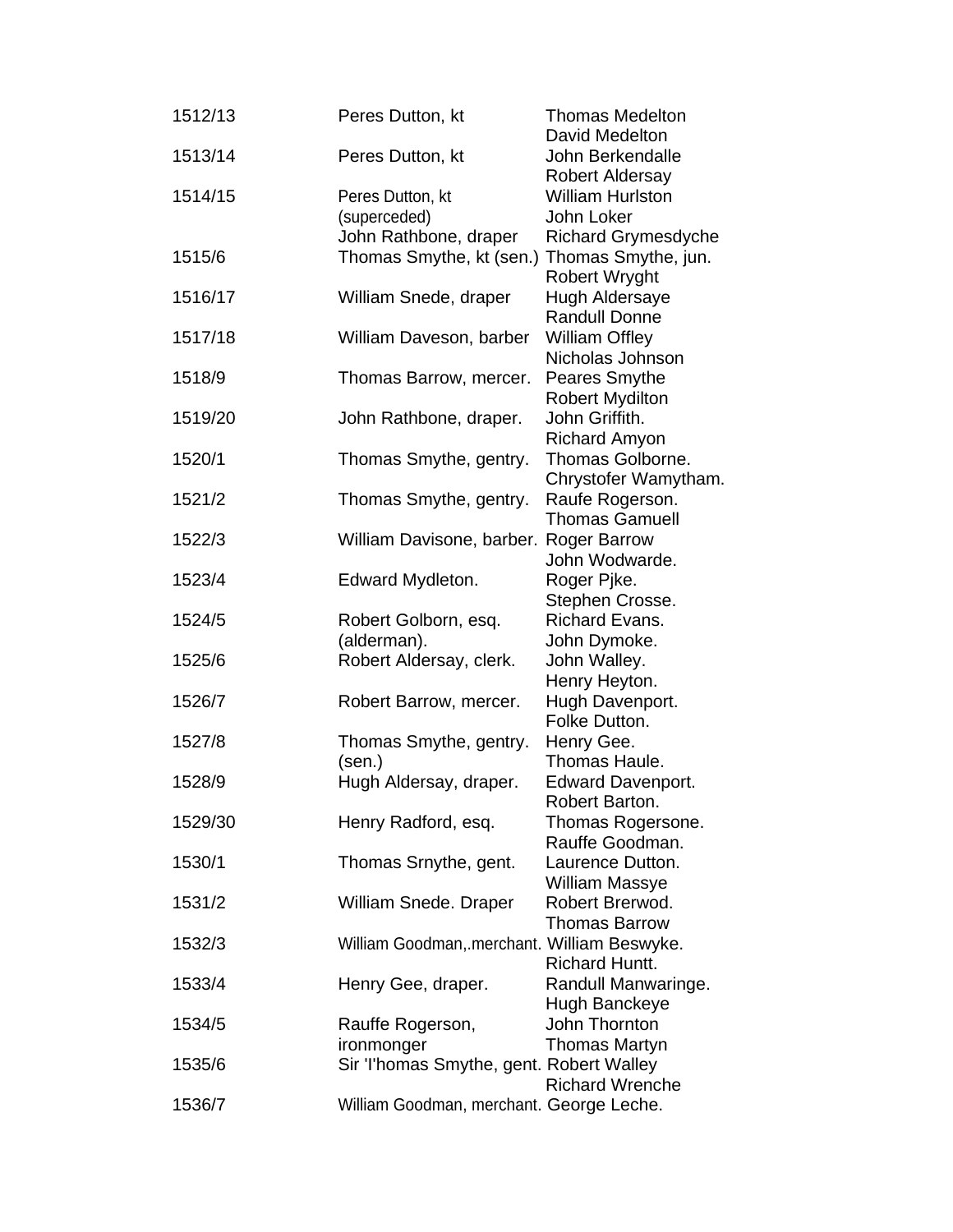| | | |
|---|---|---|
| 1512/13 | Peres Dutton, kt | Thomas Medelton<br>David Medelton |
| 1513/14 | Peres Dutton, kt | John Berkendalle<br>Robert Aldersay |
| 1514/15 | Peres Dutton, kt<br>(superceded)<br>John Rathbone, draper | William Hurlston<br>John Loker<br>Richard Grymesdyche |
| 1515/6 | Thomas Smythe, kt (sen.) | Thomas Smythe, jun.<br>Robert Wryght |
| 1516/17 | William Snede, draper | Hugh Aldersaye<br>Randull Donne |
| 1517/18 | William Daveson, barber | William Offley<br>Nicholas Johnson |
| 1518/9 | Thomas Barrow, mercer. | Peares Smythe<br>Robert Mydilton |
| 1519/20 | John Rathbone, draper. | John Griffith.<br>Richard Amyon |
| 1520/1 | Thomas Smythe, gentry. | Thomas Golborne.<br>Chrystofer Wamytham. |
| 1521/2 | Thomas Smythe, gentry. | Raufe Rogerson.<br>Thomas Gamuell |
| 1522/3 | William Davisone, barber. | Roger Barrow<br>John Wodwarde. |
| 1523/4 | Edward Mydleton. | Roger Pjke.<br>Stephen Crosse. |
| 1524/5 | Robert Golborn, esq.<br>(alderman). | Richard Evans.<br>John Dymoke. |
| 1525/6 | Robert Aldersay, clerk. | John Walley.<br>Henry Heyton. |
| 1526/7 | Robert Barrow, mercer. | Hugh Davenport.<br>Folke Dutton. |
| 1527/8 | Thomas Smythe, gentry.<br>(sen.) | Henry Gee.<br>Thomas Haule. |
| 1528/9 | Hugh Aldersay, draper. | Edward Davenport.<br>Robert Barton. |
| 1529/30 | Henry Radford, esq. | Thomas Rogersone.<br>Rauffe Goodman. |
| 1530/1 | Thomas Srnythe, gent. | Laurence Dutton.<br>William Massye |
| 1531/2 | William Snede. Draper | Robert Brerwod.<br>Thomas Barrow |
| 1532/3 | William Goodman,.merchant. | William Beswyke.<br>Richard Huntt. |
| 1533/4 | Henry Gee, draper. | Randull Manwaringe.<br>Hugh Banckeye |
| 1534/5 | Rauffe Rogerson,<br>ironmonger | John Thornton<br>Thomas Martyn |
| 1535/6 | Sir 'I'homas Smythe, gent. | Robert Walley<br>Richard Wrenche |
| 1536/7 | William Goodman, merchant. | George Leche. |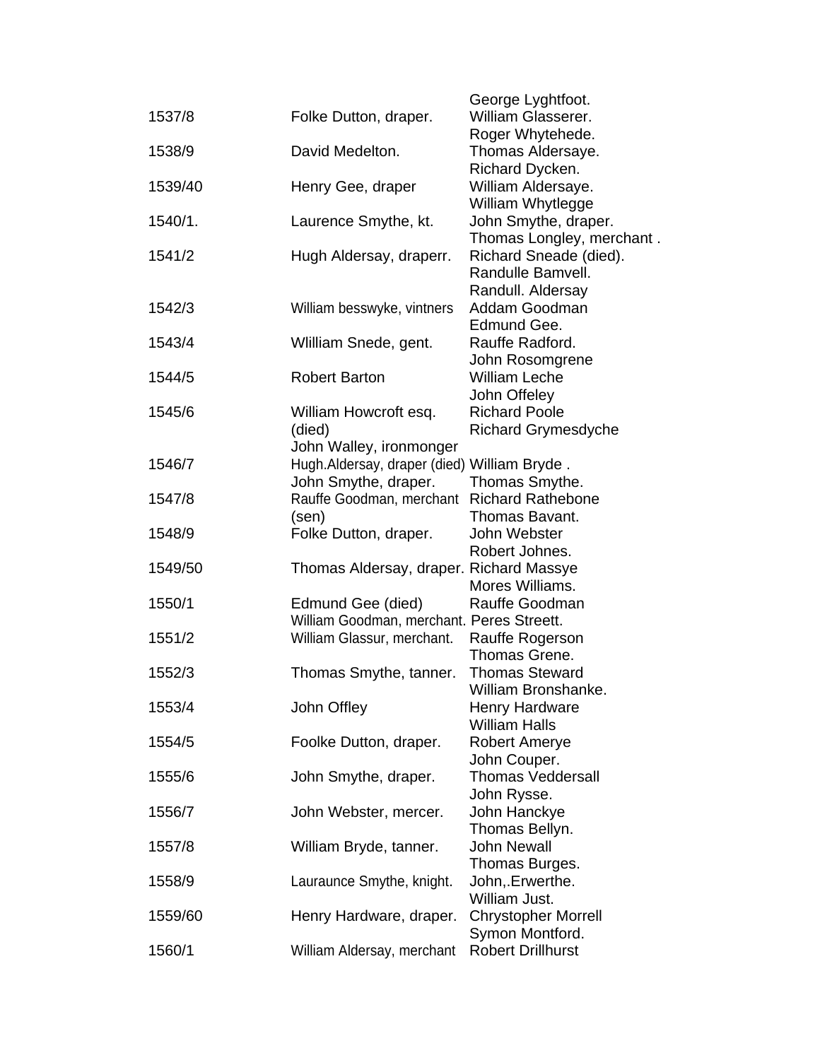| | | |
|---|---|---|
| | | George Lyghtfoot. |
| 1537/8 | Folke Dutton, draper. | William Glasserer. |
| | | Roger Whytehede. |
| 1538/9 | David Medelton. | Thomas Aldersaye. |
| | | Richard Dycken. |
| 1539/40 | Henry Gee, draper | William Aldersaye. |
| | | William Whytlegge |
| 1540/1. | Laurence Smythe, kt. | John Smythe, draper. |
| | | Thomas Longley, merchant . |
| 1541/2 | Hugh Aldersay, draperr. | Richard Sneade (died). |
| | | Randulle Bamvell. |
| | | Randull. Aldersay |
| 1542/3 | William besswyke, vintners | Addam Goodman |
| | | Edmund Gee. |
| 1543/4 | Wlilliam Snede, gent. | Rauffe Radford. |
| | | John Rosomgrene |
| 1544/5 | Robert Barton | William Leche |
| | | John Offeley |
| 1545/6 | William Howcroft esq. | Richard Poole |
| | (died) | Richard Grymesdyche |
| | John Walley, ironmonger | |
| 1546/7 | Hugh.Aldersay, draper (died) | William Bryde . |
| | John Smythe, draper. | Thomas Smythe. |
| 1547/8 | Rauffe Goodman, merchant | Richard Rathebone |
| | (sen) | Thomas Bavant. |
| 1548/9 | Folke Dutton, draper. | John Webster |
| | | Robert Johnes. |
| 1549/50 | Thomas Aldersay, draper. | Richard Massye |
| | | Mores Williams. |
| 1550/1 | Edmund Gee (died) | Rauffe Goodman |
| | William Goodman, merchant. | Peres Streett. |
| 1551/2 | William Glassur, merchant. | Rauffe Rogerson |
| | | Thomas Grene. |
| 1552/3 | Thomas Smythe, tanner. | Thomas Steward |
| | | William Bronshanke. |
| 1553/4 | John Offley | Henry Hardware |
| | | William Halls |
| 1554/5 | Foolke Dutton, draper. | Robert Amerye |
| | | John Couper. |
| 1555/6 | John Smythe, draper. | Thomas Veddersall |
| | | John Rysse. |
| 1556/7 | John Webster, mercer. | John Hanckye |
| | | Thomas Bellyn. |
| 1557/8 | William Bryde, tanner. | John Newall |
| | | Thomas Burges. |
| 1558/9 | Lauraunce Smythe, knight. | John,.Erwerthe. |
| | | William Just. |
| 1559/60 | Henry Hardware, draper. | Chrystopher Morrell |
| | | Symon Montford. |
| 1560/1 | William Aldersay, merchant | Robert Drillhurst |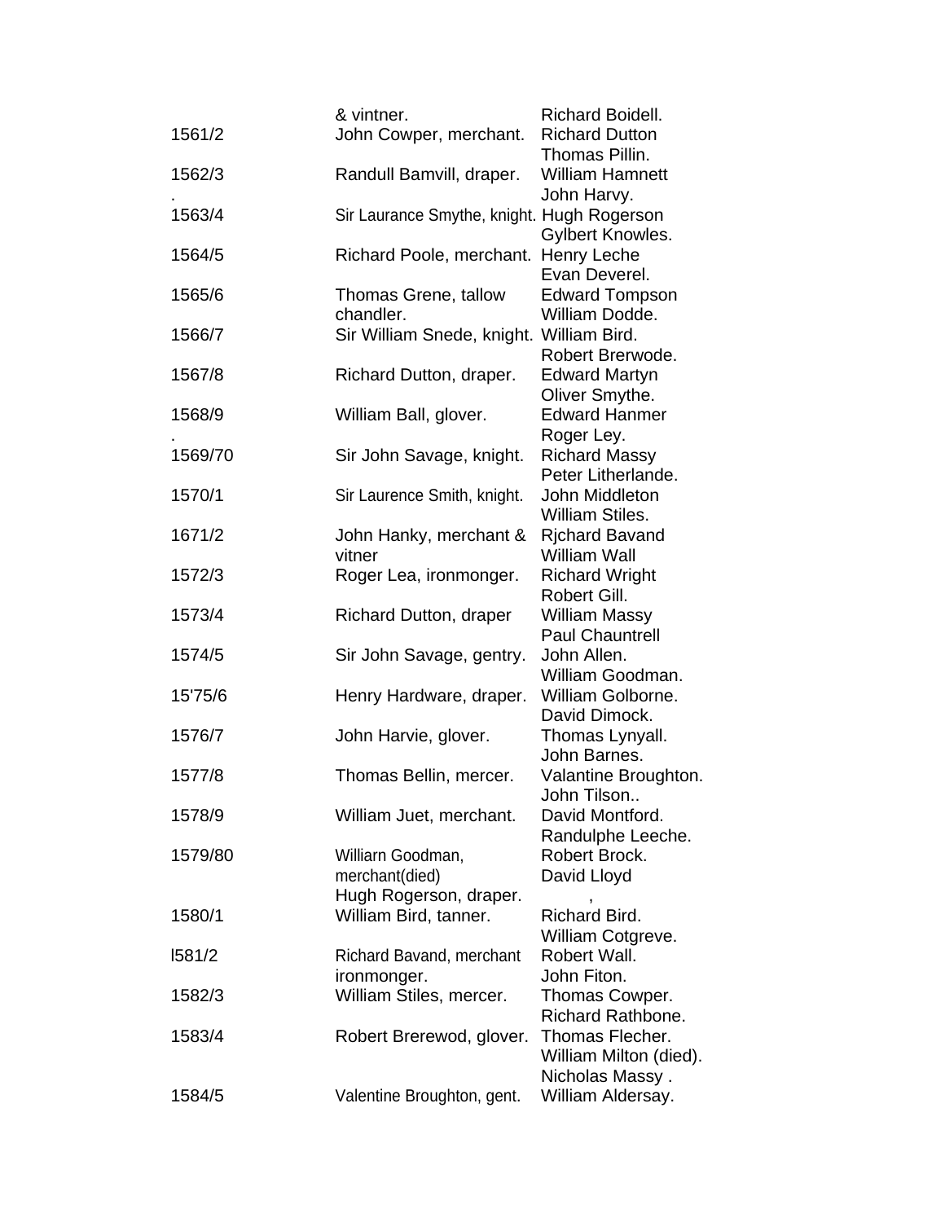| | | |
|---|---|---|
| | & vintner. | Richard Boidell. |
| 1561/2 | John Cowper, merchant. | Richard Dutton<br>Thomas Pillin. |
| 1562/3<br>. | Randull Bamvill, draper. | William Hamnett<br>John Harvy. |
| 1563/4 | Sir Laurance Smythe, knight. | Hugh Rogerson<br>Gylbert Knowles. |
| 1564/5 | Richard Poole, merchant. | Henry Leche<br>Evan Deverel. |
| 1565/6 | Thomas Grene, tallow chandler. | Edward Tompson<br>William Dodde. |
| 1566/7 | Sir William Snede, knight. | William Bird.<br>Robert Brerwode. |
| 1567/8 | Richard Dutton, draper. | Edward Martyn<br>Oliver Smythe. |
| 1568/9<br>. | William Ball, glover. | Edward Hanmer<br>Roger Ley. |
| 1569/70 | Sir John Savage, knight. | Richard Massy<br>Peter Litherlande. |
| 1570/1 | Sir Laurence Smith, knight. | John Middleton<br>William Stiles. |
| 1671/2 | John Hanky, merchant & vitner | Rjchard Bavand<br>William Wall |
| 1572/3 | Roger Lea, ironmonger. | Richard Wright<br>Robert Gill. |
| 1573/4 | Richard Dutton, draper | William Massy<br>Paul Chauntrell |
| 1574/5 | Sir John Savage, gentry. | John Allen.<br>William Goodman. |
| 15'75/6 | Henry Hardware, draper. | William Golborne.<br>David Dimock. |
| 1576/7 | John Harvie, glover. | Thomas Lynyall.<br>John Barnes. |
| 1577/8 | Thomas Bellin, mercer. | Valantine Broughton.<br>John Tilson.. |
| 1578/9 | William Juet, merchant. | David Montford.<br>Randulphe Leeche. |
| 1579/80 | Williarn Goodman, merchant(died)<br>Hugh Rogerson, draper. | Robert Brock.<br>David Lloyd<br>, |
| 1580/1 | William Bird, tanner. | Richard Bird.<br>William Cotgreve. |
| l581/2 | Richard Bavand, merchant ironmonger. | Robert Wall.<br>John Fiton. |
| 1582/3 | William Stiles, mercer. | Thomas Cowper.<br>Richard Rathbone. |
| 1583/4 | Robert Brerewod, glover. | Thomas Flecher.<br>William Milton (died).<br>Nicholas Massy . |
| 1584/5 | Valentine Broughton, gent. | William Aldersay. |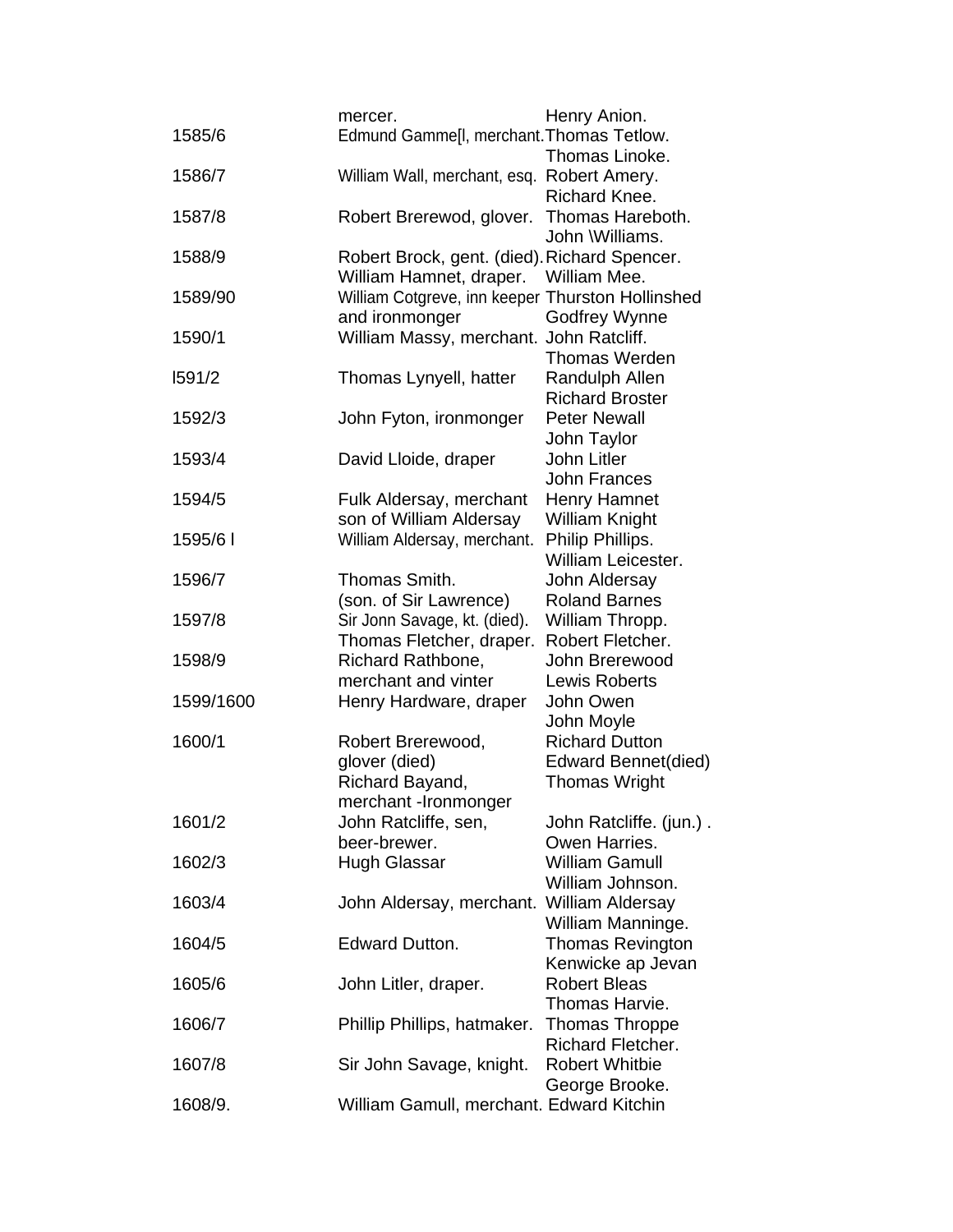| | | |
|---|---|---|
| | mercer. | Henry Anion. |
| 1585/6 | Edmund Gamme[l, merchant. | Thomas Tetlow. |
| | | Thomas Linoke. |
| 1586/7 | William Wall, merchant, esq. | Robert Amery. |
| | | Richard Knee. |
| 1587/8 | Robert Brerewod, glover. | Thomas Hareboth. |
| | | John \Williams. |
| 1588/9 | Robert Brock, gent. (died). | Richard Spencer. |
| | William Hamnet, draper. | William Mee. |
| 1589/90 | William Cotgreve, inn keeper | Thurston Hollinshed |
| | and ironmonger | Godfrey Wynne |
| 1590/1 | William Massy, merchant. | John Ratcliff. |
| | | Thomas Werden |
| l591/2 | Thomas Lynyell, hatter | Randulph Allen |
| | | Richard Broster |
| 1592/3 | John Fyton, ironmonger | Peter Newall |
| | | John Taylor |
| 1593/4 | David Lloide, draper | John Litler |
| | | John Frances |
| 1594/5 | Fulk Aldersay, merchant | Henry Hamnet |
| | son of William Aldersay | William Knight |
| 1595/6 l | William Aldersay, merchant. | Philip Phillips. |
| | | William Leicester. |
| 1596/7 | Thomas Smith. | John Aldersay |
| | (son. of Sir Lawrence) | Roland Barnes |
| 1597/8 | Sir Jonn Savage, kt. (died). | William Thropp. |
| | Thomas Fletcher, draper. | Robert Fletcher. |
| 1598/9 | Richard Rathbone, | John Brerewood |
| | merchant and vinter | Lewis Roberts |
| 1599/1600 | Henry Hardware, draper | John Owen |
| | | John Moyle |
| 1600/1 | Robert Brerewood, | Richard Dutton |
| | glover (died) | Edward Bennet(died) |
| | Richard Bayand, | Thomas Wright |
| | merchant -Ironmonger | |
| 1601/2 | John Ratcliffe, sen, | John Ratcliffe. (jun.) . |
| | beer-brewer. | Owen Harries. |
| 1602/3 | Hugh Glassar | William Gamull |
| | | William Johnson. |
| 1603/4 | John Aldersay, merchant. | William Aldersay |
| | | William Manninge. |
| 1604/5 | Edward Dutton. | Thomas Revington |
| | | Kenwicke ap Jevan |
| 1605/6 | John Litler, draper. | Robert Bleas |
| | | Thomas Harvie. |
| 1606/7 | Phillip Phillips, hatmaker. | Thomas Throppe |
| | | Richard Fletcher. |
| 1607/8 | Sir John Savage, knight. | Robert Whitbie |
| | | George Brooke. |
| 1608/9. | William Gamull, merchant. | Edward Kitchin |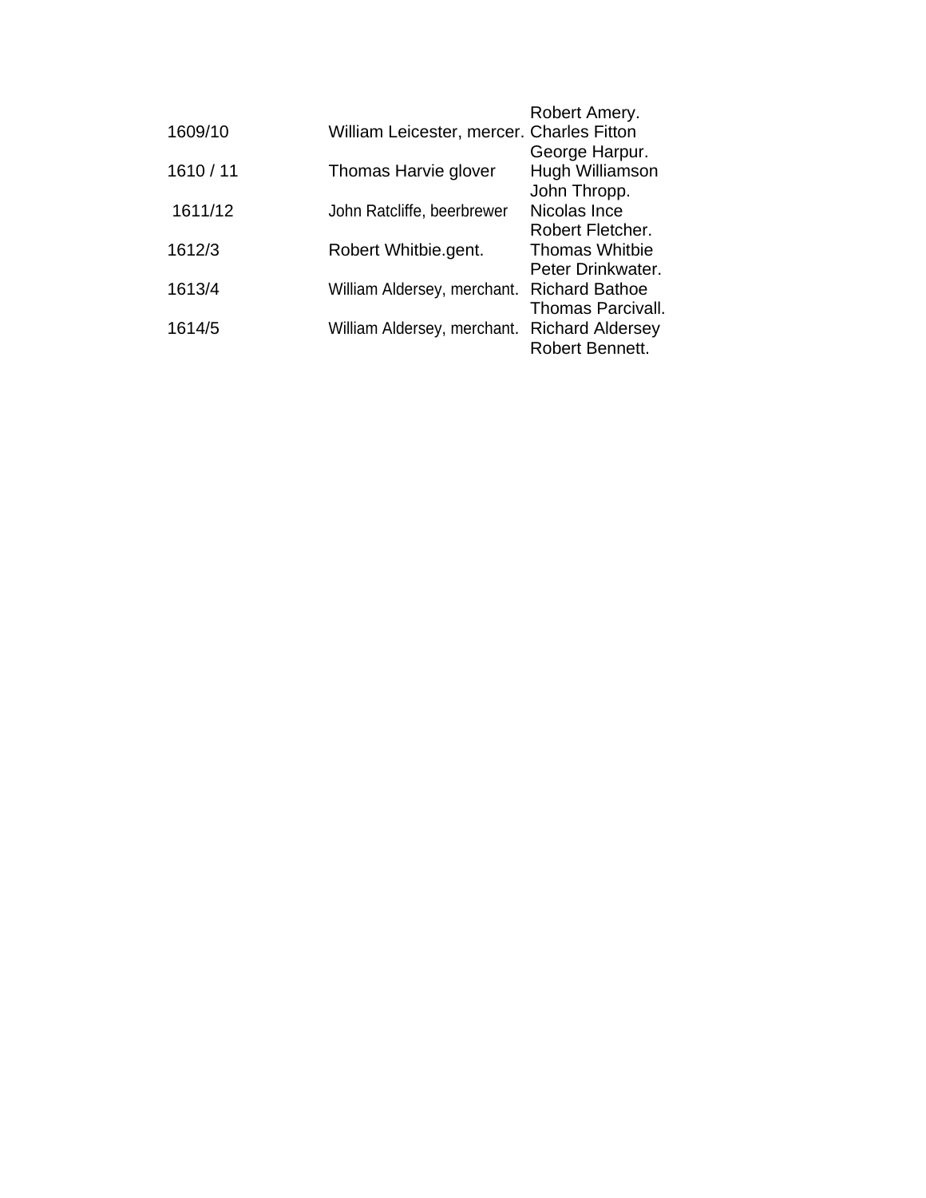| | | |
|---|---|---|
| | | Robert Amery. |
| 1609/10 | William Leicester, mercer. | Charles Fitton |
| | | George Harpur. |
| 1610 / 11 | Thomas Harvie glover | Hugh Williamson |
| | | John Thropp. |
| 1611/12 | John Ratcliffe, beerbrewer | Nicolas Ince |
| | | Robert Fletcher. |
| 1612/3 | Robert Whitbie.gent. | Thomas Whitbie |
| | | Peter Drinkwater. |
| 1613/4 | William Aldersey, merchant. | Richard Bathoe |
| | | Thomas Parcivall. |
| 1614/5 | William Aldersey, merchant. | Richard Aldersey |
| | | Robert Bennett. |